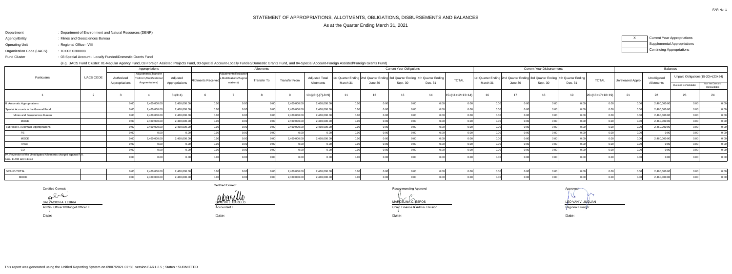FAR No. 1

# STATEMENT OF APPROPRIATIONS, ALLOTMENTS, OBLIGATIONS, DISBURSEMENTS AND BALANCES

As at the Quarter Ending March 31, 2021

Department : Department of Environment and Natural Resources (DENR)
Agency/Entity : Mines and Geosciences Bureau
Operating Unit : Regional Office - VIII
Organization Code (UACS) : 10 003 0300008
Fund Cluster : 03 Special Account - Locally Funded/Domestic Grants Fund

(e.g. UACS Fund Cluster: 01-Regular Agency Fund, 02-Foreign Assisted Projects Fund, 03-Special Account-Locally Funded/Domestic Grants Fund, and 04-Special Account-Foreign Assisted/Foreign Grants Fund)

| X | Current Year Appropriations |
|---|---|
| | Supplemental Appropriations |
| | Continuing Appropriations |

| Particulars | UACS CODE | Appropriations | | | Allotments | | | | | Current Year Obligations | | | | | Current Year Disbursements | | | | | Balances | | | |
|---|---|---|---|---|---|---|---|---|---|---|---|---|---|---|---|---|---|---|---|---|---|---|---|
| | | Authorized Appropriations | Adjustments(Transfer To/From,Modifications/ Augmentations) | Adjusted Appropriations | Allotments Received | Adjustments(Reductions, Modifications/Augmentations) | Transfer To | Transfer From | Adjusted Total Allotments | 1st Quarter Ending March 31 | 2nd Quarter Ending June 30 | 3rd Quarter Ending Sept. 30 | 4th Quarter Ending Dec. 31 | TOTAL | 1st Quarter Ending March 31 | 2nd Quarter Ending June 30 | 3rd Quarter Ending Sept. 30 | 4th Quarter Ending Dec. 31 | TOTAL | Unreleased Appro | Unobligated Allotments | Unpaid Obligations(15-20)=(23+24) Due and Demandable | Unpaid Obligations(15-20)=(23+24) Not Yet Due and Demandable |
| 1 | 2 | 3 | 4 | 5=(3+4) | 6 | 7 | 8 | 9 | 10=[{6+(-)7}-8+9] | 11 | 12 | 13 | 14 | 15=(11+12+13+14) | 16 | 17 | 18 | 19 | 20=(16+17+18+19) | 21 | 22 | 23 | 24 |
| II. Automatic Appropriations | | 0.00 | 2,460,000.00 | 2,460,000.00 | 0.00 | 0.00 | 0.00 | 2,460,000.00 | 2,460,000.00 | 0.00 | 0.00 | 0.00 | 0.00 | 0.00 | 0.00 | 0.00 | 0.00 | 0.00 | 0.00 | 0.00 | 2,460,000.00 | 0.00 | 0.00 |
| Special Accounts in the General Fund | | 0.00 | 2,460,000.00 | 2,460,000.00 | 0.00 | 0.00 | 0.00 | 2,460,000.00 | 2,460,000.00 | 0.00 | 0.00 | 0.00 | 0.00 | 0.00 | 0.00 | 0.00 | 0.00 | 0.00 | 0.00 | 0.00 | 2,460,000.00 | 0.00 | 0.00 |
| Mines and Geosciences Bureau | | 0.00 | 2,460,000.00 | 2,460,000.00 | 0.00 | 0.00 | 0.00 | 2,460,000.00 | 2,460,000.00 | 0.00 | 0.00 | 0.00 | 0.00 | 0.00 | 0.00 | 0.00 | 0.00 | 0.00 | 0.00 | 0.00 | 2,460,000.00 | 0.00 | 0.00 |
| MOOE | | 0.00 | 2,460,000.00 | 2,460,000.00 | 0.00 | 0.00 | 0.00 | 2,460,000.00 | 2,460,000.00 | 0.00 | 0.00 | 0.00 | 0.00 | 0.00 | 0.00 | 0.00 | 0.00 | 0.00 | 0.00 | 0.00 | 2,460,000.00 | 0.00 | 0.00 |
| Sub-total II. Automatic Appropriations | | 0.00 | 2,460,000.00 | 2,460,000.00 | 0.00 | 0.00 | 0.00 | 2,460,000.00 | 2,460,000.00 | 0.00 | 0.00 | 0.00 | 0.00 | 0.00 | 0.00 | 0.00 | 0.00 | 0.00 | 0.00 | 0.00 | 2,460,000.00 | 0.00 | 0.00 |
| PS | | 0.00 | 0.00 | 0.00 | 0.00 | 0.00 | 0.00 | 0.00 | 0.00 | 0.00 | 0.00 | 0.00 | 0.00 | 0.00 | 0.00 | 0.00 | 0.00 | 0.00 | 0.00 | 0.00 | 0.00 | 0.00 | 0.00 |
| MOOE | | 0.00 | 2,460,000.00 | 2,460,000.00 | 0.00 | 0.00 | 0.00 | 2,460,000.00 | 2,460,000.00 | 0.00 | 0.00 | 0.00 | 0.00 | 0.00 | 0.00 | 0.00 | 0.00 | 0.00 | 0.00 | 0.00 | 2,460,000.00 | 0.00 | 0.00 |
| FinEx | | 0.00 | 0.00 | 0.00 | 0.00 | 0.00 | 0.00 | 0.00 | 0.00 | 0.00 | 0.00 | 0.00 | 0.00 | 0.00 | 0.00 | 0.00 | 0.00 | 0.00 | 0.00 | 0.00 | 0.00 | 0.00 | 0.00 |
| CO | | 0.00 | 0.00 | 0.00 | 0.00 | 0.00 | 0.00 | 0.00 | 0.00 | 0.00 | 0.00 | 0.00 | 0.00 | 0.00 | 0.00 | 0.00 | 0.00 | 0.00 | 0.00 | 0.00 | 0.00 | 0.00 | 0.00 |
| IV. Reversion of the Unobligated Allotments charged against R.A. Nos. 11465 and 11494 | | 0.00 | 0.00 | 0.00 | 0.00 | 0.00 | 0.00 | 0.00 | 0.00 | 0.00 | 0.00 | 0.00 | 0.00 | 0.00 | 0.00 | 0.00 | 0.00 | 0.00 | 0.00 | 0.00 | 0.00 | 0.00 | 0.00 |
| GRAND TOTAL | | 0.00 | 2,460,000.00 | 2,460,000.00 | 0.00 | 0.00 | 0.00 | 2,460,000.00 | 2,460,000.00 | 0.00 | 0.00 | 0.00 | 0.00 | 0.00 | 0.00 | 0.00 | 0.00 | 0.00 | 0.00 | 0.00 | 2,460,000.00 | 0.00 | 0.00 |
| MOOE | | 0.00 | 2,460,000.00 | 2,460,000.00 | 0.00 | 0.00 | 0.00 | 2,460,000.00 | 2,460,000.00 | 0.00 | 0.00 | 0.00 | 0.00 | 0.00 | 0.00 | 0.00 | 0.00 | 0.00 | 0.00 | 0.00 | 2,460,000.00 | 0.00 | 0.00 |

| Certified Correct: | Certified Correct: | Recommending Approval | Approved: |
|---|---|---|---|
| SALVACION A. LEBRIA | EVALYN E. BARILLO | MARCELINA C. ESPOS | LEO VAN V. JUGUAN |
| Admin. Officer IV/Budget Officer II | Accountant III | Chief, Finance & Admin. Division | Regional Director |
| Date: | Date: | Date: | Date: |

This report was generated using the Unified Reporting System on 09/07/2021 07:58 version.FAR1.2.5 ; Status : SUBMITTED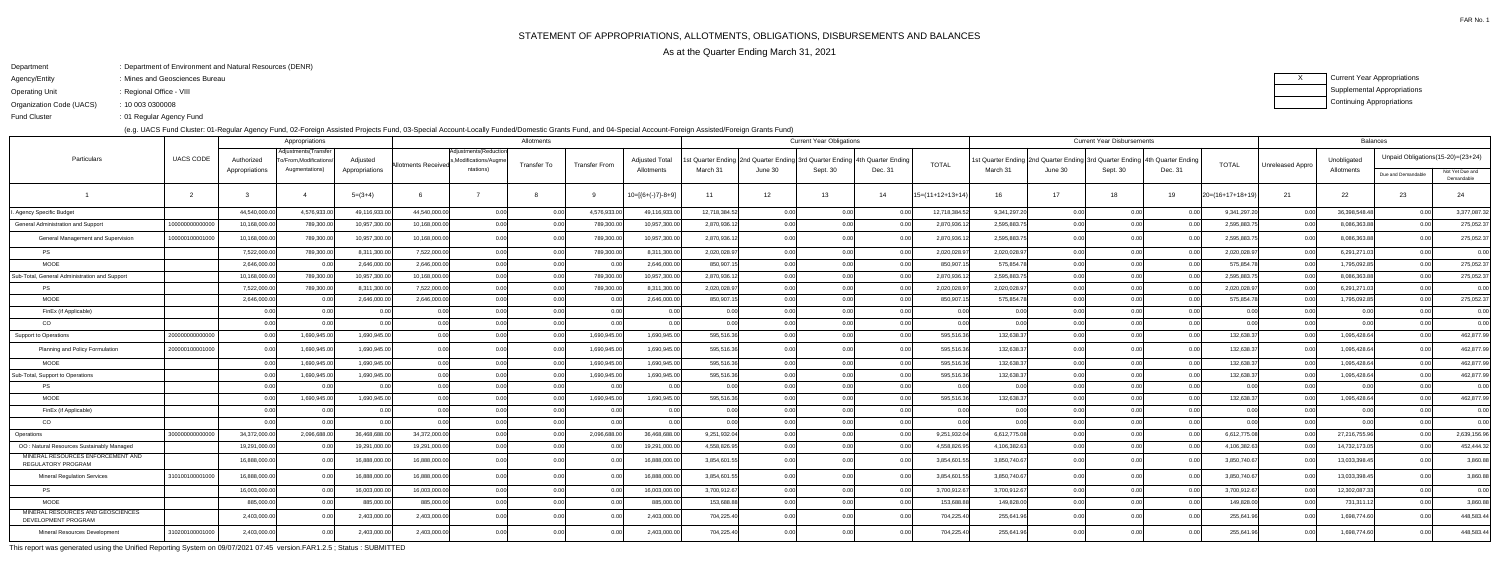# STATEMENT OF APPROPRIATIONS, ALLOTMENTS, OBLIGATIONS, DISBURSEMENTS AND BALANCES

As at the Quarter Ending March 31, 2021

Department : Department of Environment and Natural Resources (DENR)
Agency/Entity : Mines and Geosciences Bureau
Operating Unit : Regional Office - VIII
Organization Code (UACS) : 10 003 0300008
Fund Cluster : 01 Regular Agency Fund

(e.g. UACS Fund Cluster: 01-Regular Agency Fund, 02-Foreign Assisted Projects Fund, 03-Special Account-Locally Funded/Domestic Grants Fund, and 04-Special Account-Foreign Assisted/Foreign Grants Fund)

X Current Year Appropriations
Supplemental Appropriations
Continuing Appropriations

| Particulars | UACS CODE | Appropriations | | | Allotments | | | | | Current Year Obligations | | | | | Current Year Disbursements | | | | | Balances | | | |
|---|---|---|---|---|---|---|---|---|---|---|---|---|---|---|---|---|---|---|---|---|---|---|---|
| | | Authorized Appropriations | Adjustments(Transfer To/From,Modifications/Augmentations) | Adjusted Appropriations | Allotments Received | Adjustments(Reductions,Modifications/Augmentations) | Transfer To | Transfer From | Adjusted Total Allotments | 1st Quarter Ending March 31 | 2nd Quarter Ending June 30 | 3rd Quarter Ending Sept. 30 | 4th Quarter Ending Dec. 31 | TOTAL | 1st Quarter Ending March 31 | 2nd Quarter Ending June 30 | 3rd Quarter Ending Sept. 30 | 4th Quarter Ending Dec. 31 | TOTAL | Unreleased Appro | Unobligated Allotments | Unpaid Obligations(15-20)=(23+24) Due and Demandable | Unpaid Obligations(15-20)=(23+24) Not Yet Due and Demandable |
| 1 | 2 | 3 | 4 | 5=(3+4) | 6 | 7 | 8 | 9 | 10=[{6+(-)7}-8+9] | 11 | 12 | 13 | 14 | 15=(11+12+13+14) | 16 | 17 | 18 | 19 | 20=(16+17+18+19) | 21 | 22 | 23 | 24 |
| I. Agency Specific Budget | | 44,540,000.00 | 4,576,933.00 | 49,116,933.00 | 44,540,000.00 | 0.00 | 0.00 | 4,576,933.00 | 49,116,933.00 | 12,718,384.52 | 0.00 | 0.00 | 0.00 | 12,718,384.52 | 9,341,297.20 | 0.00 | 0.00 | 0.00 | 9,341,297.20 | 0.00 | 36,398,548.48 | 0.00 | 3,377,087.32 |
| General Administration and Support | 100000000000000 | 10,168,000.00 | 789,300.00 | 10,957,300.00 | 10,168,000.00 | 0.00 | 0.00 | 789,300.00 | 10,957,300.00 | 2,870,936.12 | 0.00 | 0.00 | 0.00 | 2,870,936.12 | 2,595,883.75 | 0.00 | 0.00 | 0.00 | 2,595,883.75 | 0.00 | 8,086,363.88 | 0.00 | 275,052.37 |
| General Management and Supervision | 100000100001000 | 10,168,000.00 | 789,300.00 | 10,957,300.00 | 10,168,000.00 | 0.00 | 0.00 | 789,300.00 | 10,957,300.00 | 2,870,936.12 | 0.00 | 0.00 | 0.00 | 2,870,936.12 | 2,595,883.75 | 0.00 | 0.00 | 0.00 | 2,595,883.75 | 0.00 | 8,086,363.88 | 0.00 | 275,052.37 |
| PS | | 7,522,000.00 | 789,300.00 | 8,311,300.00 | 7,522,000.00 | 0.00 | 0.00 | 789,300.00 | 8,311,300.00 | 2,020,028.97 | 0.00 | 0.00 | 0.00 | 2,020,028.97 | 2,020,028.97 | 0.00 | 0.00 | 0.00 | 2,020,028.97 | 0.00 | 6,291,271.03 | 0.00 | 0.00 |
| MOOE | | 2,646,000.00 | 0.00 | 2,646,000.00 | 2,646,000.00 | 0.00 | 0.00 | 0.00 | 2,646,000.00 | 850,907.15 | 0.00 | 0.00 | 0.00 | 850,907.15 | 575,854.78 | 0.00 | 0.00 | 0.00 | 575,854.78 | 0.00 | 1,795,092.85 | 0.00 | 275,052.37 |
| Sub-Total, General Administration and Support | | 10,168,000.00 | 789,300.00 | 10,957,300.00 | 10,168,000.00 | 0.00 | 0.00 | 789,300.00 | 10,957,300.00 | 2,870,936.12 | 0.00 | 0.00 | 0.00 | 2,870,936.12 | 2,595,883.75 | 0.00 | 0.00 | 0.00 | 2,595,883.75 | 0.00 | 8,086,363.88 | 0.00 | 275,052.37 |
| PS | | 7,522,000.00 | 789,300.00 | 8,311,300.00 | 7,522,000.00 | 0.00 | 0.00 | 789,300.00 | 8,311,300.00 | 2,020,028.97 | 0.00 | 0.00 | 0.00 | 2,020,028.97 | 2,020,028.97 | 0.00 | 0.00 | 0.00 | 2,020,028.97 | 0.00 | 6,291,271.03 | 0.00 | 0.00 |
| MOOE | | 2,646,000.00 | 0.00 | 2,646,000.00 | 2,646,000.00 | 0.00 | 0.00 | 0.00 | 2,646,000.00 | 850,907.15 | 0.00 | 0.00 | 0.00 | 850,907.15 | 575,854.78 | 0.00 | 0.00 | 0.00 | 575,854.78 | 0.00 | 1,795,092.85 | 0.00 | 275,052.37 |
| FinEx (if Applicable) | | 0.00 | 0.00 | 0.00 | 0.00 | 0.00 | 0.00 | 0.00 | 0.00 | 0.00 | 0.00 | 0.00 | 0.00 | 0.00 | 0.00 | 0.00 | 0.00 | 0.00 | 0.00 | 0.00 | 0.00 | 0.00 | 0.00 |
| CO | | 0.00 | 0.00 | 0.00 | 0.00 | 0.00 | 0.00 | 0.00 | 0.00 | 0.00 | 0.00 | 0.00 | 0.00 | 0.00 | 0.00 | 0.00 | 0.00 | 0.00 | 0.00 | 0.00 | 0.00 | 0.00 | 0.00 |
| Support to Operations | 200000000000000 | 0.00 | 1,690,945.00 | 1,690,945.00 | 0.00 | 0.00 | 0.00 | 1,690,945.00 | 1,690,945.00 | 595,516.36 | 0.00 | 0.00 | 0.00 | 595,516.36 | 132,638.37 | 0.00 | 0.00 | 0.00 | 132,638.37 | 0.00 | 1,095,428.64 | 0.00 | 462,877.99 |
| Planning and Policy Formulation | 200000100001000 | 0.00 | 1,690,945.00 | 1,690,945.00 | 0.00 | 0.00 | 0.00 | 1,690,945.00 | 1,690,945.00 | 595,516.36 | 0.00 | 0.00 | 0.00 | 595,516.36 | 132,638.37 | 0.00 | 0.00 | 0.00 | 132,638.37 | 0.00 | 1,095,428.64 | 0.00 | 462,877.99 |
| MOOE | | 0.00 | 1,690,945.00 | 1,690,945.00 | 0.00 | 0.00 | 0.00 | 1,690,945.00 | 1,690,945.00 | 595,516.36 | 0.00 | 0.00 | 0.00 | 595,516.36 | 132,638.37 | 0.00 | 0.00 | 0.00 | 132,638.37 | 0.00 | 1,095,428.64 | 0.00 | 462,877.99 |
| Sub-Total, Support to Operations | | 0.00 | 1,690,945.00 | 1,690,945.00 | 0.00 | 0.00 | 0.00 | 1,690,945.00 | 1,690,945.00 | 595,516.36 | 0.00 | 0.00 | 0.00 | 595,516.36 | 132,638.37 | 0.00 | 0.00 | 0.00 | 132,638.37 | 0.00 | 1,095,428.64 | 0.00 | 462,877.99 |
| PS | | 0.00 | 0.00 | 0.00 | 0.00 | 0.00 | 0.00 | 0.00 | 0.00 | 0.00 | 0.00 | 0.00 | 0.00 | 0.00 | 0.00 | 0.00 | 0.00 | 0.00 | 0.00 | 0.00 | 0.00 | 0.00 | 0.00 |
| MOOE | | 0.00 | 1,690,945.00 | 1,690,945.00 | 0.00 | 0.00 | 0.00 | 1,690,945.00 | 1,690,945.00 | 595,516.36 | 0.00 | 0.00 | 0.00 | 595,516.36 | 132,638.37 | 0.00 | 0.00 | 0.00 | 132,638.37 | 0.00 | 1,095,428.64 | 0.00 | 462,877.99 |
| FinEx (if Applicable) | | 0.00 | 0.00 | 0.00 | 0.00 | 0.00 | 0.00 | 0.00 | 0.00 | 0.00 | 0.00 | 0.00 | 0.00 | 0.00 | 0.00 | 0.00 | 0.00 | 0.00 | 0.00 | 0.00 | 0.00 | 0.00 | 0.00 |
| CO | | 0.00 | 0.00 | 0.00 | 0.00 | 0.00 | 0.00 | 0.00 | 0.00 | 0.00 | 0.00 | 0.00 | 0.00 | 0.00 | 0.00 | 0.00 | 0.00 | 0.00 | 0.00 | 0.00 | 0.00 | 0.00 | 0.00 |
| Operations | 300000000000000 | 34,372,000.00 | 2,096,688.00 | 36,468,688.00 | 34,372,000.00 | 0.00 | 0.00 | 2,096,688.00 | 36,468,688.00 | 9,251,932.04 | 0.00 | 0.00 | 0.00 | 9,251,932.04 | 6,612,775.08 | 0.00 | 0.00 | 0.00 | 6,612,775.08 | 0.00 | 27,216,755.96 | 0.00 | 2,639,156.96 |
| OO : Natural Resources Sustainably Managed | | 19,291,000.00 | 0.00 | 19,291,000.00 | 19,291,000.00 | 0.00 | 0.00 | 0.00 | 19,291,000.00 | 4,558,826.95 | 0.00 | 0.00 | 0.00 | 4,558,826.95 | 4,106,382.63 | 0.00 | 0.00 | 0.00 | 4,106,382.63 | 0.00 | 14,732,173.05 | 0.00 | 452,444.32 |
| MINERAL RESOURCES ENFORCEMENT AND REGULATORY PROGRAM | | 16,888,000.00 | 0.00 | 16,888,000.00 | 16,888,000.00 | 0.00 | 0.00 | 0.00 | 16,888,000.00 | 3,854,601.55 | 0.00 | 0.00 | 0.00 | 3,854,601.55 | 3,850,740.67 | 0.00 | 0.00 | 0.00 | 3,850,740.67 | 0.00 | 13,033,398.45 | 0.00 | 3,860.88 |
| Mineral Regulation Services | 310100100001000 | 16,888,000.00 | 0.00 | 16,888,000.00 | 16,888,000.00 | 0.00 | 0.00 | 0.00 | 16,888,000.00 | 3,854,601.55 | 0.00 | 0.00 | 0.00 | 3,854,601.55 | 3,850,740.67 | 0.00 | 0.00 | 0.00 | 3,850,740.67 | 0.00 | 13,033,398.45 | 0.00 | 3,860.88 |
| PS | | 16,003,000.00 | 0.00 | 16,003,000.00 | 16,003,000.00 | 0.00 | 0.00 | 0.00 | 16,003,000.00 | 3,700,912.67 | 0.00 | 0.00 | 0.00 | 3,700,912.67 | 3,700,912.67 | 0.00 | 0.00 | 0.00 | 3,700,912.67 | 0.00 | 12,302,087.33 | 0.00 | 0.00 |
| MOOE | | 885,000.00 | 0.00 | 885,000.00 | 885,000.00 | 0.00 | 0.00 | 0.00 | 885,000.00 | 153,688.88 | 0.00 | 0.00 | 0.00 | 153,688.88 | 149,828.00 | 0.00 | 0.00 | 0.00 | 149,828.00 | 0.00 | 731,311.12 | 0.00 | 3,860.88 |
| MINERAL RESOURCES AND GEOSCIENCES DEVELOPMENT PROGRAM | | 2,403,000.00 | 0.00 | 2,403,000.00 | 2,403,000.00 | 0.00 | 0.00 | 0.00 | 2,403,000.00 | 704,225.40 | 0.00 | 0.00 | 0.00 | 704,225.40 | 255,641.96 | 0.00 | 0.00 | 0.00 | 255,641.96 | 0.00 | 1,698,774.60 | 0.00 | 448,583.44 |
| Mineral Resources Development | 310200100001000 | 2,403,000.00 | 0.00 | 2,403,000.00 | 2,403,000.00 | 0.00 | 0.00 | 0.00 | 2,403,000.00 | 704,225.40 | 0.00 | 0.00 | 0.00 | 704,225.40 | 255,641.96 | 0.00 | 0.00 | 0.00 | 255,641.96 | 0.00 | 1,698,774.60 | 0.00 | 448,583.44 |

This report was generated using the Unified Reporting System on 09/07/2021 07:45 version.FAR1.2.5 ; Status : SUBMITTED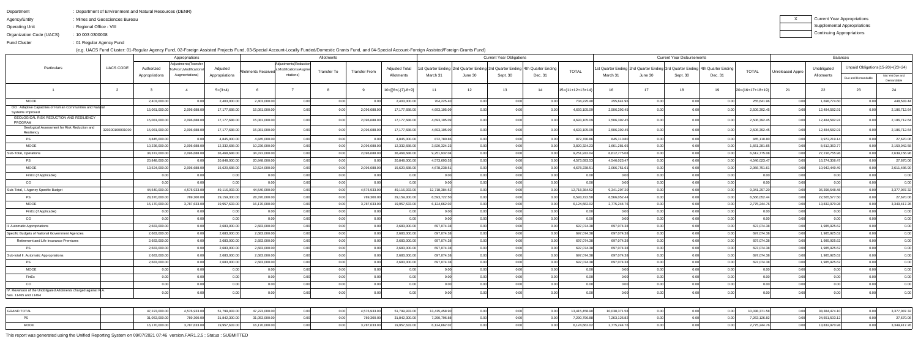Department : Department of Environment and Natural Resources (DENR)
Agency/Entity : Mines and Geosciences Bureau
Operating Unit : Regional Office - VIII
Organization Code (UACS) : 10 003 0300008
Fund Cluster : 01 Regular Agency Fund

(e.g. UACS Fund Cluster: 01-Regular Agency Fund, 02-Foreign Assisted Projects Fund, 03-Special Account-Locally Funded/Domestic Grants Fund, and 04-Special Account-Foreign Assisted/Foreign Grants Fund)

| X | Current Year Appropriations |
|---|---|
| | Supplemental Appropriations |
| | Continuing Appropriations |

| Particulars | UACS CODE | Appropriations | | | Allotments | | | | | Current Year Obligations | | | | | Current Year Disbursements | | | | | Balances | | | |
|---|---|---|---|---|---|---|---|---|---|---|---|---|---|---|---|---|---|---|---|---|---|---|---|
| | | Authorized Appropriations | Adjustments(Transfer To/From,Modifications/Augmentations) | Adjusted Appropriations | Allotments Received | Adjustments(Reductions,Modifications/Augmentations) | Transfer To | Transfer From | Adjusted Total Allotments | 1st Quarter Ending March 31 | 2nd Quarter Ending June 30 | 3rd Quarter Ending Sept. 30 | 4th Quarter Ending Dec. 31 | TOTAL | 1st Quarter Ending March 31 | 2nd Quarter Ending June 30 | 3rd Quarter Ending Sept. 30 | 4th Quarter Ending Dec. 31 | TOTAL | Unreleased Appro | Unobligated Allotments | Unpaid Obligations(15-20)=(23+24) Due and Demandable | Not Yet Due and Demandable |
| 1 | 2 | 3 | 4 | 5=(3+4) | 6 | 7 | 8 | 9 | 10=[{6+(-)7}-8+9] | 11 | 12 | 13 | 14 | 15=(11+12+13+14) | 16 | 17 | 18 | 19 | 20=(16+17+18+19) | 21 | 22 | 23 | 24 |
| MOOE | | 2,403,000.00 | 0.00 | 2,403,000.00 | 2,403,000.00 | 0.00 | 0.00 | 0.00 | 2,403,000.00 | 704,225.40 | 0.00 | 0.00 | 0.00 | 704,225.40 | 255,641.96 | 0.00 | 0.00 | 0.00 | 255,641.96 | 0.00 | 1,698,774.60 | 0.00 | 448,583.44 |
| OO : Adaptive Capacities of Human Communities and Natural Systems Improved | | 15,081,000.00 | 2,096,688.00 | 17,177,688.00 | 15,081,000.00 | 0.00 | 0.00 | 2,096,688.00 | 17,177,688.00 | 4,693,105.09 | 0.00 | 0.00 | 0.00 | 4,693,105.09 | 2,506,392.45 | 0.00 | 0.00 | 0.00 | 2,506,392.45 | 0.00 | 12,484,582.91 | 0.00 | 2,186,712.64 |
| GEOLOGICAL RISK REDUCTION AND RESILIENCY PROGRAM | | 15,081,000.00 | 2,096,688.00 | 17,177,688.00 | 15,081,000.00 | 0.00 | 0.00 | 2,096,688.00 | 17,177,688.00 | 4,693,105.09 | 0.00 | 0.00 | 0.00 | 4,693,105.09 | 2,506,392.45 | 0.00 | 0.00 | 0.00 | 2,506,392.45 | 0.00 | 12,484,582.91 | 0.00 | 2,186,712.64 |
| Geological Assessment for Risk Reduction and Resiliency | 320200100001000 | 15,081,000.00 | 2,096,688.00 | 17,177,688.00 | 15,081,000.00 | 0.00 | 0.00 | 2,096,688.00 | 17,177,688.00 | 4,693,105.09 | 0.00 | 0.00 | 0.00 | 4,693,105.09 | 2,506,392.45 | 0.00 | 0.00 | 0.00 | 2,506,392.45 | 0.00 | 12,484,582.91 | 0.00 | 2,186,712.64 |
| PS | | 4,845,000.00 | 0.00 | 4,845,000.00 | 4,845,000.00 | 0.00 | 0.00 | 0.00 | 4,845,000.00 | 872,780.86 | 0.00 | 0.00 | 0.00 | 872,780.86 | 845,110.80 | 0.00 | 0.00 | 0.00 | 845,110.80 | 0.00 | 3,972,219.14 | 0.00 | 27,670.06 |
| MOOE | | 10,236,000.00 | 2,096,688.00 | 12,332,688.00 | 10,236,000.00 | 0.00 | 0.00 | 2,096,688.00 | 12,332,688.00 | 3,820,324.23 | 0.00 | 0.00 | 0.00 | 3,820,324.23 | 1,661,281.65 | 0.00 | 0.00 | 0.00 | 1,661,281.65 | 0.00 | 8,512,363.77 | 0.00 | 2,159,042.58 |
| Sub-Total, Operations | | 34,372,000.00 | 2,096,688.00 | 36,468,688.00 | 34,372,000.00 | 0.00 | 0.00 | 2,096,688.00 | 36,468,688.00 | 9,251,932.04 | 0.00 | 0.00 | 0.00 | 9,251,932.04 | 6,612,775.08 | 0.00 | 0.00 | 0.00 | 6,612,775.08 | 0.00 | 27,216,755.96 | 0.00 | 2,639,156.96 |
| PS | | 20,848,000.00 | 0.00 | 20,848,000.00 | 20,848,000.00 | 0.00 | 0.00 | 0.00 | 20,848,000.00 | 4,573,693.53 | 0.00 | 0.00 | 0.00 | 4,573,693.53 | 4,546,023.47 | 0.00 | 0.00 | 0.00 | 4,546,023.47 | 0.00 | 16,274,306.47 | 0.00 | 27,670.06 |
| MOOE | | 13,524,000.00 | 2,096,688.00 | 15,620,688.00 | 13,524,000.00 | 0.00 | 0.00 | 2,096,688.00 | 15,620,688.00 | 4,678,238.51 | 0.00 | 0.00 | 0.00 | 4,678,238.51 | 2,066,751.61 | 0.00 | 0.00 | 0.00 | 2,066,751.61 | 0.00 | 10,942,449.49 | 0.00 | 2,611,486.90 |
| FinEx (if Applicable) | | 0.00 | 0.00 | 0.00 | 0.00 | 0.00 | 0.00 | 0.00 | 0.00 | 0.00 | 0.00 | 0.00 | 0.00 | 0.00 | 0.00 | 0.00 | 0.00 | 0.00 | 0.00 | 0.00 | 0.00 | 0.00 | 0.00 |
| CO | | 0.00 | 0.00 | 0.00 | 0.00 | 0.00 | 0.00 | 0.00 | 0.00 | 0.00 | 0.00 | 0.00 | 0.00 | 0.00 | 0.00 | 0.00 | 0.00 | 0.00 | 0.00 | 0.00 | 0.00 | 0.00 | 0.00 |
| Sub-Total, I. Agency Specific Budget | | 44,540,000.00 | 4,576,933.00 | 49,116,933.00 | 44,540,000.00 | 0.00 | 0.00 | 4,576,933.00 | 49,116,933.00 | 12,718,384.52 | 0.00 | 0.00 | 0.00 | 12,718,384.52 | 9,341,297.20 | 0.00 | 0.00 | 0.00 | 9,341,297.20 | 0.00 | 36,398,548.48 | 0.00 | 3,377,087.32 |
| PS | | 28,370,000.00 | 789,300.00 | 29,159,300.00 | 28,370,000.00 | 0.00 | 0.00 | 789,300.00 | 29,159,300.00 | 6,593,722.50 | 0.00 | 0.00 | 0.00 | 6,593,722.50 | 6,566,052.44 | 0.00 | 0.00 | 0.00 | 6,566,052.44 | 0.00 | 22,565,577.50 | 0.00 | 27,670.06 |
| MOOE | | 16,170,000.00 | 3,787,633.00 | 19,957,633.00 | 16,170,000.00 | 0.00 | 0.00 | 3,787,633.00 | 19,957,633.00 | 6,124,662.02 | 0.00 | 0.00 | 0.00 | 6,124,662.02 | 2,775,244.76 | 0.00 | 0.00 | 0.00 | 2,775,244.76 | 0.00 | 13,832,970.98 | 0.00 | 3,349,417.26 |
| FinEx (if Applicable) | | 0.00 | 0.00 | 0.00 | 0.00 | 0.00 | 0.00 | 0.00 | 0.00 | 0.00 | 0.00 | 0.00 | 0.00 | 0.00 | 0.00 | 0.00 | 0.00 | 0.00 | 0.00 | 0.00 | 0.00 | 0.00 | 0.00 |
| CO | | 0.00 | 0.00 | 0.00 | 0.00 | 0.00 | 0.00 | 0.00 | 0.00 | 0.00 | 0.00 | 0.00 | 0.00 | 0.00 | 0.00 | 0.00 | 0.00 | 0.00 | 0.00 | 0.00 | 0.00 | 0.00 | 0.00 |
| II. Automatic Appropriations | | 2,683,000.00 | 0.00 | 2,683,000.00 | 2,683,000.00 | 0.00 | 0.00 | 0.00 | 2,683,000.00 | 697,074.38 | 0.00 | 0.00 | 0.00 | 697,074.38 | 697,074.38 | 0.00 | 0.00 | 0.00 | 697,074.38 | 0.00 | 1,985,925.62 | 0.00 | 0.00 |
| Specific Budgets of National Government Agencies | | 2,683,000.00 | 0.00 | 2,683,000.00 | 2,683,000.00 | 0.00 | 0.00 | 0.00 | 2,683,000.00 | 697,074.38 | 0.00 | 0.00 | 0.00 | 697,074.38 | 697,074.38 | 0.00 | 0.00 | 0.00 | 697,074.38 | 0.00 | 1,985,925.62 | 0.00 | 0.00 |
| Retirement and Life Insurance Premiums | | 2,683,000.00 | 0.00 | 2,683,000.00 | 2,683,000.00 | 0.00 | 0.00 | 0.00 | 2,683,000.00 | 697,074.38 | 0.00 | 0.00 | 0.00 | 697,074.38 | 697,074.38 | 0.00 | 0.00 | 0.00 | 697,074.38 | 0.00 | 1,985,925.62 | 0.00 | 0.00 |
| PS | | 2,683,000.00 | 0.00 | 2,683,000.00 | 2,683,000.00 | 0.00 | 0.00 | 0.00 | 2,683,000.00 | 697,074.38 | 0.00 | 0.00 | 0.00 | 697,074.38 | 697,074.38 | 0.00 | 0.00 | 0.00 | 697,074.38 | 0.00 | 1,985,925.62 | 0.00 | 0.00 |
| Sub-total II. Automatic Appropriations | | 2,683,000.00 | 0.00 | 2,683,000.00 | 2,683,000.00 | 0.00 | 0.00 | 0.00 | 2,683,000.00 | 697,074.38 | 0.00 | 0.00 | 0.00 | 697,074.38 | 697,074.38 | 0.00 | 0.00 | 0.00 | 697,074.38 | 0.00 | 1,985,925.62 | 0.00 | 0.00 |
| PS | | 2,683,000.00 | 0.00 | 2,683,000.00 | 2,683,000.00 | 0.00 | 0.00 | 0.00 | 2,683,000.00 | 697,074.38 | 0.00 | 0.00 | 0.00 | 697,074.38 | 697,074.38 | 0.00 | 0.00 | 0.00 | 697,074.38 | 0.00 | 1,985,925.62 | 0.00 | 0.00 |
| MOOE | | 0.00 | 0.00 | 0.00 | 0.00 | 0.00 | 0.00 | 0.00 | 0.00 | 0.00 | 0.00 | 0.00 | 0.00 | 0.00 | 0.00 | 0.00 | 0.00 | 0.00 | 0.00 | 0.00 | 0.00 | 0.00 | 0.00 |
| FinEx | | 0.00 | 0.00 | 0.00 | 0.00 | 0.00 | 0.00 | 0.00 | 0.00 | 0.00 | 0.00 | 0.00 | 0.00 | 0.00 | 0.00 | 0.00 | 0.00 | 0.00 | 0.00 | 0.00 | 0.00 | 0.00 | 0.00 |
| CO | | 0.00 | 0.00 | 0.00 | 0.00 | 0.00 | 0.00 | 0.00 | 0.00 | 0.00 | 0.00 | 0.00 | 0.00 | 0.00 | 0.00 | 0.00 | 0.00 | 0.00 | 0.00 | 0.00 | 0.00 | 0.00 | 0.00 |
| IV. Reversion of the Unobligated Allotments charged against R.A. Nos. 11465 and 11494 | | 0.00 | 0.00 | 0.00 | 0.00 | 0.00 | 0.00 | 0.00 | 0.00 | 0.00 | 0.00 | 0.00 | 0.00 | 0.00 | 0.00 | 0.00 | 0.00 | 0.00 | 0.00 | 0.00 | 0.00 | 0.00 | 0.00 |
| GRAND TOTAL | | 47,223,000.00 | 4,576,933.00 | 51,799,933.00 | 47,223,000.00 | 0.00 | 0.00 | 4,576,933.00 | 51,799,933.00 | 13,415,458.90 | 0.00 | 0.00 | 0.00 | 13,415,458.90 | 10,038,371.58 | 0.00 | 0.00 | 0.00 | 10,038,371.58 | 0.00 | 38,384,474.10 | 0.00 | 3,377,087.32 |
| PS | | 31,053,000.00 | 789,300.00 | 31,842,300.00 | 31,053,000.00 | 0.00 | 0.00 | 789,300.00 | 31,842,300.00 | 7,290,796.88 | 0.00 | 0.00 | 0.00 | 7,290,796.88 | 7,263,126.82 | 0.00 | 0.00 | 0.00 | 7,263,126.82 | 0.00 | 24,551,503.12 | 0.00 | 27,670.06 |
| MOOE | | 16,170,000.00 | 3,787,633.00 | 19,957,633.00 | 16,170,000.00 | 0.00 | 0.00 | 3,787,633.00 | 19,957,633.00 | 6,124,662.02 | 0.00 | 0.00 | 0.00 | 6,124,662.02 | 2,775,244.76 | 0.00 | 0.00 | 0.00 | 2,775,244.76 | 0.00 | 13,832,970.98 | 0.00 | 3,349,417.26 |

This report was generated using the Unified Reporting System on 09/07/2021 07:46 version.FAR1.2.5 ; Status : SUBMITTED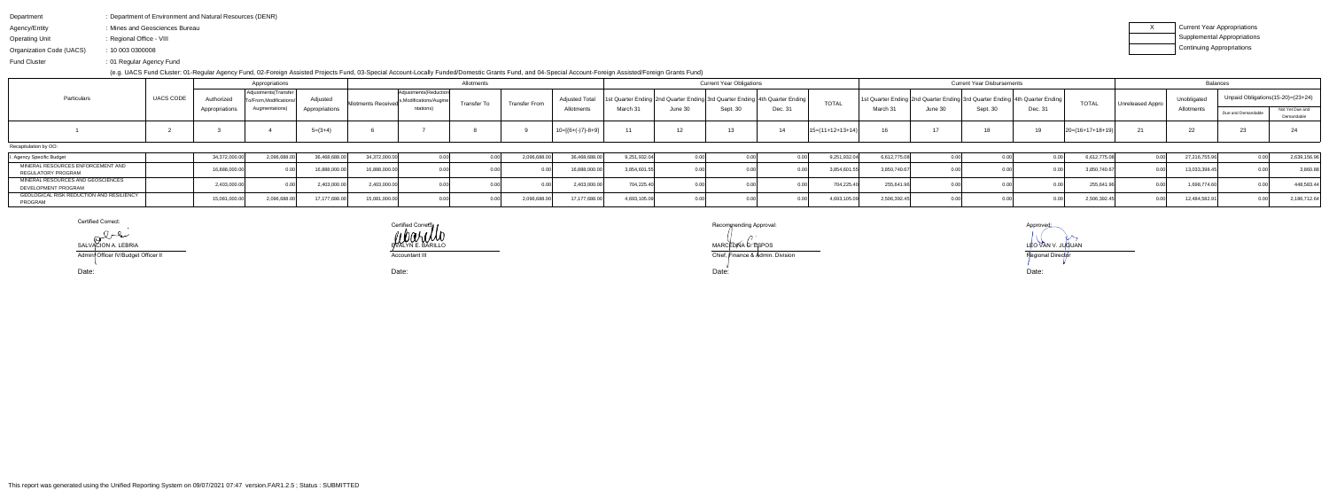Department : Department of Environment and Natural Resources (DENR)
Agency/Entity : Mines and Geosciences Bureau
Operating Unit : Regional Office - VIII
Organization Code (UACS) : 10 003 0300008
Fund Cluster : 01 Regular Agency Fund

(e.g. UACS Fund Cluster: 01-Regular Agency Fund, 02-Foreign Assisted Projects Fund, 03-Special Account-Locally Funded/Domestic Grants Fund, and 04-Special Account-Foreign Assisted/Foreign Grants Fund)

| X | Current Year Appropriations |
|---|---|
| | Supplemental Appropriations |
| | Continuing Appropriations |

| Particulars | UACS CODE | Appropriations | | | Allotments | | | | | Current Year Obligations | | | | | Current Year Disbursements | | | | | Balances | | | |
|---|---|---|---|---|---|---|---|---|---|---|---|---|---|---|---|---|---|---|---|---|---|---|---|
| | | Authorized Appropriations | Adjustments(Transfer To/From,Modifications/ Augmentations) | Adjusted Appropriations | Allotments Received | Adjustments(Reductions,Modifications/Augmentations) | Transfer To | Transfer From | Adjusted Total Allotments | 1st Quarter Ending March 31 | 2nd Quarter Ending June 30 | 3rd Quarter Ending Sept. 30 | 4th Quarter Ending Dec. 31 | TOTAL | 1st Quarter Ending March 31 | 2nd Quarter Ending June 30 | 3rd Quarter Ending Sept. 30 | 4th Quarter Ending Dec. 31 | TOTAL | Unreleased Appro | Unobligated Allotments | Unpaid Obligations(15-20)=(23+24) Due and Demandable | Not Yet Due and Demandable |
| 1 | 2 | 3 | 4 | 5=(3+4) | 6 | 7 | 8 | 9 | 10=[{6+(-)7}-8+9] | 11 | 12 | 13 | 14 | 15=(11+12+13+14) | 16 | 17 | 18 | 19 | 20=(16+17+18+19) | 21 | 22 | 23 | 24 |
| Recapitulation by OO: | | | | | | | | | | | | | | | | | | | | | | | |
| I. Agency Specific Budget | | 34,372,000.00 | 2,096,688.00 | 36,468,688.00 | 34,372,000.00 | 0.00 | 0.00 | 2,096,688.00 | 36,468,688.00 | 9,251,932.04 | 0.00 | 0.00 | 0.00 | 9,251,932.04 | 6,612,775.08 | 0.00 | 0.00 | 0.00 | 6,612,775.08 | 0.00 | 27,216,755.96 | 0.00 | 2,639,156.96 |
| MINERAL RESOURCES ENFORCEMENT AND REGULATORY PROGRAM | | 16,888,000.00 | 0.00 | 16,888,000.00 | 16,888,000.00 | 0.00 | 0.00 | 0.00 | 16,888,000.00 | 3,854,601.55 | 0.00 | 0.00 | 0.00 | 3,854,601.55 | 3,850,740.67 | 0.00 | 0.00 | 0.00 | 3,850,740.67 | 0.00 | 13,033,398.45 | 0.00 | 3,860.88 |
| MINERAL RESOURCES AND GEOSCIENCES DEVELOPMENT PROGRAM | | 2,403,000.00 | 0.00 | 2,403,000.00 | 2,403,000.00 | 0.00 | 0.00 | 0.00 | 2,403,000.00 | 704,225.40 | 0.00 | 0.00 | 0.00 | 704,225.40 | 255,641.96 | 0.00 | 0.00 | 0.00 | 255,641.96 | 0.00 | 1,698,774.60 | 0.00 | 448,583.44 |
| GEOLOGICAL RISK REDUCTION AND RESILIENCY PROGRAM | | 15,081,000.00 | 2,096,688.00 | 17,177,688.00 | 15,081,000.00 | 0.00 | 0.00 | 2,096,688.00 | 17,177,688.00 | 4,693,105.09 | 0.00 | 0.00 | 0.00 | 4,693,105.09 | 2,506,392.45 | 0.00 | 0.00 | 0.00 | 2,506,392.45 | 0.00 | 12,484,582.91 | 0.00 | 2,186,712.64 |

Certified Correct:
SALVACION A. LEBRIA
Admin. Officer IV/Budget Officer II
Date:

Certified Correct:
EVALYN E. BARILLO
Accountant III
Date:

Recommending Approval:
MARCEDITA C. ESPOS
Chief, Finance & Admin. Division
Date:

Approved:
LEO VAN V. JUGUAN
Regional Director
Date:

This report was generated using the Unified Reporting System on 09/07/2021 07:47 version.FAR1.2.5 ; Status : SUBMITTED